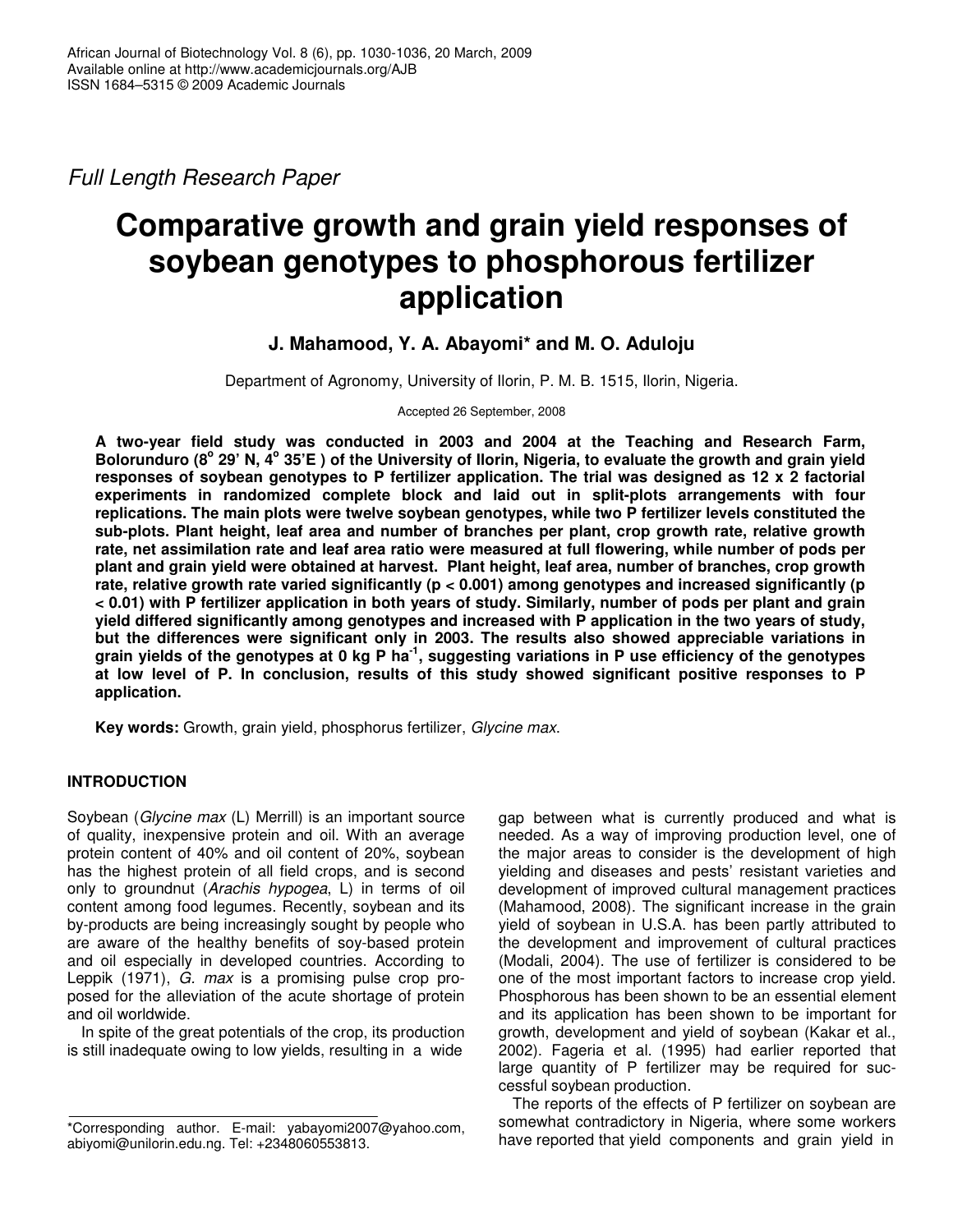*Full Length Research Paper*

# Comparative growth and grain yield responses of soybean genotypes to phosphorous fertilizer application

**J. Mahamood, Y. A. Abayomi* and M. O. Aduloju**

Department of Agronomy, University of Ilorin, P. M. B. 1515, Ilorin, Nigeria.

Accepted 26 September, 2008

**A two-year field study was conducted in 2003 and 2004 at the Teaching and Research Farm, Bolorunduro (8° 29' N, 4° 35'E ) of the University of Ilorin, Nigeria, to evaluate the growth and grain yield responses of soybean genotypes to P fertilizer application. The trial was designed as 12 x 2 factorial experiments in randomized complete block and laid out in split-plots arrangements with four replications. The main plots were twelve soybean genotypes, while two P fertilizer levels constituted the sub-plots. Plant height, leaf area and number of branches per plant, crop growth rate, relative growth rate, net assimilation rate and leaf area ratio were measured at full flowering, while number of pods per plant and grain yield were obtained at harvest. Plant height, leaf area, number of branches, crop growth rate, relative growth rate varied significantly ($p < 0.001$) among genotypes and increased significantly ($p < 0.01$) with P fertilizer application in both years of study. Similarly, number of pods per plant and grain yield differed significantly among genotypes and increased with P application in the two years of study, but the differences were significant only in 2003. The results also showed appreciable variations in grain yields of the genotypes at 0 kg P ha$^{-1}$, suggesting variations in P use efficiency of the genotypes at low level of P. In conclusion, results of this study showed significant positive responses to P application.**

**Key words:** Growth, grain yield, phosphorus fertilizer, *Glycine max*.

## INTRODUCTION

Soybean (*Glycine max* (L) Merrill) is an important source of quality, inexpensive protein and oil. With an average protein content of 40% and oil content of 20%, soybean has the highest protein of all field crops, and is second only to groundnut (*Arachis hypogea*, L) in terms of oil content among food legumes. Recently, soybean and its by-products are being increasingly sought by people who are aware of the healthy benefits of soy-based protein and oil especially in developed countries. According to Leppik (1971), *G. max* is a promising pulse crop proposed for the alleviation of the acute shortage of protein and oil worldwide.

In spite of the great potentials of the crop, its production is still inadequate owing to low yields, resulting in a wide gap between what is currently produced and what is needed. As a way of improving production level, one of the major areas to consider is the development of high yielding and diseases and pests' resistant varieties and development of improved cultural management practices (Mahamood, 2008). The significant increase in the grain yield of soybean in U.S.A. has been partly attributed to the development and improvement of cultural practices (Modali, 2004). The use of fertilizer is considered to be one of the most important factors to increase crop yield. Phosphorous has been shown to be an essential element and its application has been shown to be important for growth, development and yield of soybean (Kakar et al., 2002). Fageria et al. (1995) had earlier reported that large quantity of P fertilizer may be required for successful soybean production.

The reports of the effects of P fertilizer on soybean are somewhat contradictory in Nigeria, where some workers have reported that yield components and grain yield in

*Corresponding author. E-mail: yabayomi2007@yahoo.com, abiyomi@unilorin.edu.ng. Tel: +2348060553813.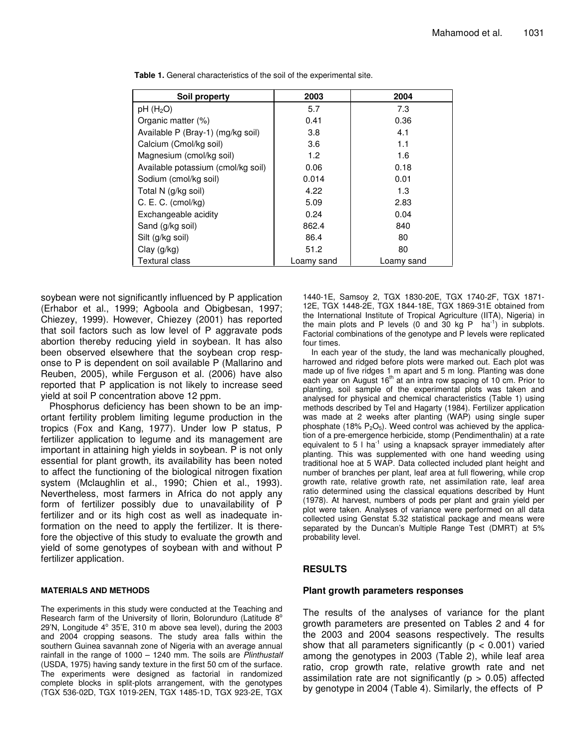**Table 1.** General characteristics of the soil of the experimental site.

| Soil property | 2003 | 2004 |
|---|---|---|
| pH ($H_2O$) | 5.7 | 7.3 |
| Organic matter (%) | 0.41 | 0.36 |
| Available P (Bray-1) (mg/kg soil) | 3.8 | 4.1 |
| Calcium (Cmol/kg soil) | 3.6 | 1.1 |
| Magnesium (cmol/kg soil) | 1.2 | 1.6 |
| Available potassium (cmol/kg soil) | 0.06 | 0.18 |
| Sodium (cmol/kg soil) | 0.014 | 0.01 |
| Total N (g/kg soil) | 4.22 | 1.3 |
| C. E. C. (cmol/kg) | 5.09 | 2.83 |
| Exchangeable acidity | 0.24 | 0.04 |
| Sand (g/kg soil) | 862.4 | 840 |
| Silt (g/kg soil) | 86.4 | 80 |
| Clay (g/kg) | 51.2 | 80 |
| Textural class | Loamy sand | Loamy sand |

soybean were not significantly influenced by P application (Erhabor et al., 1999; Agboola and Obigbesan, 1997; Chiezey, 1999). However, Chiezey (2001) has reported that soil factors such as low level of P aggravate pods abortion thereby reducing yield in soybean. It has also been observed elsewhere that the soybean crop response to P is dependent on soil available P (Mallarino and Reuben, 2005), while Ferguson et al. (2006) have also reported that P application is not likely to increase seed yield at soil P concentration above 12 ppm.

Phosphorus deficiency has been shown to be an important fertility problem limiting legume production in the tropics (Fox and Kang, 1977). Under low P status, P fertilizer application to legume and its management are important in attaining high yields in soybean. P is not only essential for plant growth, its availability has been noted to affect the functioning of the biological nitrogen fixation system (Mclaughlin et al., 1990; Chien et al., 1993). Nevertheless, most farmers in Africa do not apply any form of fertilizer possibly due to unavailability of P fertilizer and or its high cost as well as inadequate information on the need to apply the fertilizer. It is therefore the objective of this study to evaluate the growth and yield of some genotypes of soybean with and without P fertilizer application.

## MATERIALS AND METHODS

The experiments in this study were conducted at the Teaching and Research farm of the University of Ilorin, Bolorunduro (Latitude 8° 29'N, Longitude 4° 35'E, 310 m above sea level), during the 2003 and 2004 cropping seasons. The study area falls within the southern Guinea savannah zone of Nigeria with an average annual rainfall in the range of 1000 – 1240 mm. The soils are *Plinthustalf* (USDA, 1975) having sandy texture in the first 50 cm of the surface. The experiments were designed as factorial in randomized complete blocks in split-plots arrangement, with the genotypes (TGX 536-02D, TGX 1019-2EN, TGX 1485-1D, TGX 923-2E, TGX 1440-1E, Samsoy 2, TGX 1830-20E, TGX 1740-2F, TGX 1871-12E, TGX 1448-2E, TGX 1844-18E, TGX 1869-31E obtained from the International Institute of Tropical Agriculture (IITA), Nigeria) in the main plots and P levels (0 and 30 kg P $ha^{-1}$) in subplots. Factorial combinations of the genotype and P levels were replicated four times.

In each year of the study, the land was mechanically ploughed, harrowed and ridged before plots were marked out. Each plot was made up of five ridges 1 m apart and 5 m long. Planting was done each year on August 16th at an intra row spacing of 10 cm. Prior to planting, soil sample of the experimental plots was taken and analysed for physical and chemical characteristics (Table 1) using methods described by Tel and Hagarty (1984). Fertilizer application was made at 2 weeks after planting (WAP) using single super phosphate (18% $P_2O_5$). Weed control was achieved by the application of a pre-emergence herbicide, stomp (Pendimenthalin) at a rate equivalent to 5 l $ha^{-1}$ using a knapsack sprayer immediately after planting. This was supplemented with one hand weeding using traditional hoe at 5 WAP. Data collected included plant height and number of branches per plant, leaf area at full flowering, while crop growth rate, relative growth rate, net assimilation rate, leaf area ratio determined using the classical equations described by Hunt (1978). At harvest, numbers of pods per plant and grain yield per plot were taken. Analyses of variance were performed on all data collected using Genstat 5.32 statistical package and means were separated by the Duncan's Multiple Range Test (DMRT) at 5% probability level.

## RESULTS

### Plant growth parameters responses

The results of the analyses of variance for the plant growth parameters are presented on Tables 2 and 4 for the 2003 and 2004 seasons respectively. The results show that all parameters significantly ($p < 0.001$) varied among the genotypes in 2003 (Table 2), while leaf area ratio, crop growth rate, relative growth rate and net assimilation rate are not significantly ($p > 0.05$) affected by genotype in 2004 (Table 4). Similarly, the effects of P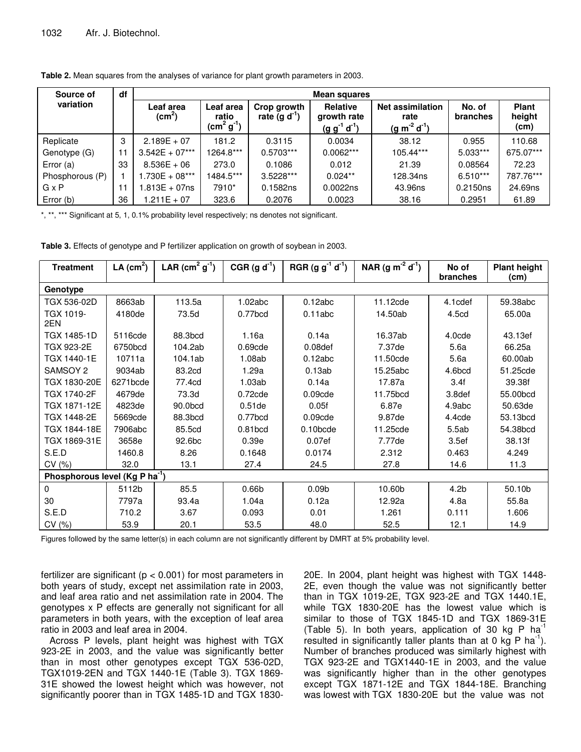**Table 2.** Mean squares from the analyses of variance for plant growth parameters in 2003.

| Source of variation | df | Mean squares | | | | | | |
|---|---|---|---|---|---|---|---|---|
| | | Leaf area ($cm^2$) | Leaf area ratio ($cm^2 g^{-1}$) | Crop growth rate ($g d^{-1}$) | Relative growth rate ($g g^{-1} d^{-1}$) | Net assimilation rate ($g m^{-2} d^{-1}$) | No. of branches | Plant height (cm) |
| Replicate | 3 | 2.189E + 07 | 181.2 | 0.3115 | 0.0034 | 38.12 | 0.955 | 110.68 |
| Genotype (G) | 11 | 3.542E + 07*** | 1264.8*** | 0.5703*** | 0.0062*** | 105.44*** | 5.033*** | 675.07*** |
| Error (a) | 33 | 8.536E + 06 | 273.0 | 0.1086 | 0.012 | 21.39 | 0.08564 | 72.23 |
| Phosphorous (P) | 1 | 1.730E + 08*** | 1484.5*** | 3.5228*** | 0.024** | 128.34ns | 6.510*** | 787.76*** |
| G x P | 11 | 1.813E + 07ns | 7910* | 0.1582ns | 0.0022ns | 43.96ns | 0.2150ns | 24.69ns |
| Error (b) | 36 | 1.211E + 07 | 323.6 | 0.2076 | 0.0023 | 38.16 | 0.2951 | 61.89 |

*, **, *** Significant at 5, 1, 0.1% probability level respectively; ns denotes not significant.

**Table 3.** Effects of genotype and P fertilizer application on growth of soybean in 2003.

| Treatment | LA ($cm^2$) | LAR ($cm^2 g^{-1}$) | CGR ($g d^{-1}$) | RGR ($g g^{-1} d^{-1}$) | NAR ($g m^{-2} d^{-1}$) | No of branches | Plant height (cm) |
|---|---|---|---|---|---|---|---|
| **Genotype** | | | | | | | |
| TGX 536-02D | 8663ab | 113.5a | 1.02abc | 0.12abc | 11.12cde | 4.1cdef | 59.38abc |
| TGX 1019-2EN | 4180de | 73.5d | 0.77bcd | 0.11abc | 14.50ab | 4.5cd | 65.00a |
| TGX 1485-1D | 5116cde | 88.3bcd | 1.16a | 0.14a | 16.37ab | 4.0cde | 43.13ef |
| TGX 923-2E | 6750bcd | 104.2ab | 0.69cde | 0.08def | 7.37de | 5.6a | 66.25a |
| TGX 1440-1E | 10711a | 104.1ab | 1.08ab | 0.12abc | 11.50cde | 5.6a | 60.00ab |
| SAMSOY 2 | 9034ab | 83.2cd | 1.29a | 0.13ab | 15.25abc | 4.6bcd | 51.25cde |
| TGX 1830-20E | 6271bcde | 77.4cd | 1.03ab | 0.14a | 17.87a | 3.4f | 39.38f |
| TGX 1740-2F | 4679de | 73.3d | 0.72cde | 0.09cde | 11.75bcd | 3.8def | 55.00bcd |
| TGX 1871-12E | 4823de | 90.0bcd | 0.51de | 0.05f | 6.87e | 4.9abc | 50.63de |
| TGX 1448-2E | 5669cde | 88.3bcd | 0.77bcd | 0.09cde | 9.87de | 4.4cde | 53.13bcd |
| TGX 1844-18E | 7906abc | 85.5cd | 0.81bcd | 0.10bcde | 11.25cde | 5.5ab | 54.38bcd |
| TGX 1869-31E | 3658e | 92.6bc | 0.39e | 0.07ef | 7.77de | 3.5ef | 38.13f |
| S.E.D | 1460.8 | 8.26 | 0.1648 | 0.0174 | 2.312 | 0.463 | 4.249 |
| CV (%) | 32.0 | 13.1 | 27.4 | 24.5 | 27.8 | 14.6 | 11.3 |
| **Phosphorous level (Kg P ha$^{-1}$)** | | | | | | | |
| 0 | 5112b | 85.5 | 0.66b | 0.09b | 10.60b | 4.2b | 50.10b |
| 30 | 7797a | 93.4a | 1.04a | 0.12a | 12.92a | 4.8a | 55.8a |
| S.E.D | 710.2 | 3.67 | 0.093 | 0.01 | 1.261 | 0.111 | 1.606 |
| CV (%) | 53.9 | 20.1 | 53.5 | 48.0 | 52.5 | 12.1 | 14.9 |

Figures followed by the same letter(s) in each column are not significantly different by DMRT at 5% probability level.

fertilizer are significant ($p < 0.001$) for most parameters in both years of study, except net assimilation rate in 2003, and leaf area ratio and net assimilation rate in 2004. The genotypes x P effects are generally not significant for all parameters in both years, with the exception of leaf area ratio in 2003 and leaf area in 2004.

Across P levels, plant height was highest with TGX 923-2E in 2003, and the value was significantly better than in most other genotypes except TGX 536-02D, TGX1019-2EN and TGX 1440-1E (Table 3). TGX 1869-31E showed the lowest height which was however, not significantly poorer than in TGX 1485-1D and TGX 1830-20E. In 2004, plant height was highest with TGX 1448-2E, even though the value was not significantly better than in TGX 1019-2E, TGX 923-2E and TGX 1440.1E, while TGX 1830-20E has the lowest value which is similar to those of TGX 1845-1D and TGX 1869-31E (Table 5). In both years, application of 30 kg P ha$^{-1}$ resulted in significantly taller plants than at 0 kg P ha$^{-1}$). Number of branches produced was similarly highest with TGX 923-2E and TGX1440-1E in 2003, and the value was significantly higher than in the other genotypes except TGX 1871-12E and TGX 1844-18E. Branching was lowest with TGX 1830-20E but the value was not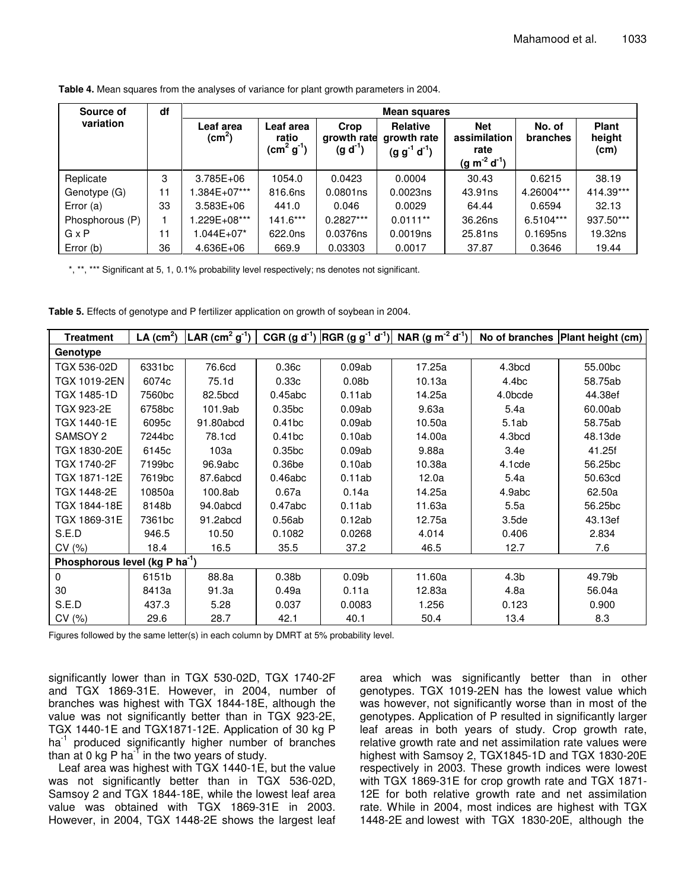**Table 4.** Mean squares from the analyses of variance for plant growth parameters in 2004.

| Source of variation | df | Mean squares | | | | | | |
|---|---|---|---|---|---|---|---|---|
| | | Leaf area ($cm^2$) | Leaf area ratio ($cm^2$ $g^{-1}$) | Crop growth rate (g $d^{-1}$) | Relative growth rate (g $g^{-1}$ $d^{-1}$) | Net assimilation rate (g $m^{-2}$ $d^{-1}$) | No. of branches | Plant height (cm) |
| Replicate | 3 | 3.785E+06 | 1054.0 | 0.0423 | 0.0004 | 30.43 | 0.6215 | 38.19 |
| Genotype (G) | 11 | 1.384E+07*** | 816.6ns | 0.0801ns | 0.0023ns | 43.91ns | 4.26004*** | 414.39*** |
| Error (a) | 33 | 3.583E+06 | 441.0 | 0.046 | 0.0029 | 64.44 | 0.6594 | 32.13 |
| Phosphorous (P) | 1 | 1.229E+08*** | 141.6*** | 0.2827*** | 0.0111** | 36.26ns | 6.5104*** | 937.50*** |
| G x P | 11 | 1.044E+07* | 622.0ns | 0.0376ns | 0.0019ns | 25.81ns | 0.1695ns | 19.32ns |
| Error (b) | 36 | 4.636E+06 | 669.9 | 0.03303 | 0.0017 | 37.87 | 0.3646 | 19.44 |

*, **, *** Significant at 5, 1, 0.1% probability level respectively; ns denotes not significant.

**Table 5.** Effects of genotype and P fertilizer application on growth of soybean in 2004.

| Treatment | LA ($cm^2$) | LAR ($cm^2$ $g^{-1}$) | CGR (g $d^{-1}$) | RGR (g $g^{-1}$ $d^{-1}$) | NAR (g $m^{-2}$ $d^{-1}$) | No of branches | Plant height (cm) |
|---|---|---|---|---|---|---|---|
| **Genotype** | | | | | | | |
| TGX 536-02D | 6331bc | 76.6cd | 0.36c | 0.09ab | 17.25a | 4.3bcd | 55.00bc |
| TGX 1019-2EN | 6074c | 75.1d | 0.33c | 0.08b | 10.13a | 4.4bc | 58.75ab |
| TGX 1485-1D | 7560bc | 82.5bcd | 0.45abc | 0.11ab | 14.25a | 4.0bcde | 44.38ef |
| TGX 923-2E | 6758bc | 101.9ab | 0.35bc | 0.09ab | 9.63a | 5.4a | 60.00ab |
| TGX 1440-1E | 6095c | 91.80abcd | 0.41bc | 0.09ab | 10.50a | 5.1ab | 58.75ab |
| SAMSOY 2 | 7244bc | 78.1cd | 0.41bc | 0.10ab | 14.00a | 4.3bcd | 48.13de |
| TGX 1830-20E | 6145c | 103a | 0.35bc | 0.09ab | 9.88a | 3.4e | 41.25f |
| TGX 1740-2F | 7199bc | 96.9abc | 0.36be | 0.10ab | 10.38a | 4.1cde | 56.25bc |
| TGX 1871-12E | 7619bc | 87.6abcd | 0.46abc | 0.11ab | 12.0a | 5.4a | 50.63cd |
| TGX 1448-2E | 10850a | 100.8ab | 0.67a | 0.14a | 14.25a | 4.9abc | 62.50a |
| TGX 1844-18E | 8148b | 94.0abcd | 0.47abc | 0.11ab | 11.63a | 5.5a | 56.25bc |
| TGX 1869-31E | 7361bc | 91.2abcd | 0.56ab | 0.12ab | 12.75a | 3.5de | 43.13ef |
| S.E.D | 946.5 | 10.50 | 0.1082 | 0.0268 | 4.014 | 0.406 | 2.834 |
| CV (%) | 18.4 | 16.5 | 35.5 | 37.2 | 46.5 | 12.7 | 7.6 |
| **Phosphorous level (kg P $ha^{-1}$)** | | | | | | | |
| 0 | 6151b | 88.8a | 0.38b | 0.09b | 11.60a | 4.3b | 49.79b |
| 30 | 8413a | 91.3a | 0.49a | 0.11a | 12.83a | 4.8a | 56.04a |
| S.E.D | 437.3 | 5.28 | 0.037 | 0.0083 | 1.256 | 0.123 | 0.900 |
| CV (%) | 29.6 | 28.7 | 42.1 | 40.1 | 50.4 | 13.4 | 8.3 |

Figures followed by the same letter(s) in each column by DMRT at 5% probability level.

significantly lower than in TGX 530-02D, TGX 1740-2F and TGX 1869-31E. However, in 2004, number of branches was highest with TGX 1844-18E, although the value was not significantly better than in TGX 923-2E, TGX 1440-1E and TGX1871-12E. Application of 30 kg P $ha^{-1}$ produced significantly higher number of branches than at 0 kg P $ha^{-1}$ in the two years of study.

Leaf area was highest with TGX 1440-1E, but the value was not significantly better than in TGX 536-02D, Samsoy 2 and TGX 1844-18E, while the lowest leaf area value was obtained with TGX 1869-31E in 2003. However, in 2004, TGX 1448-2E shows the largest leaf area which was significantly better than in other genotypes. TGX 1019-2EN has the lowest value which was however, not significantly worse than in most of the genotypes. Application of P resulted in significantly larger leaf areas in both years of study. Crop growth rate, relative growth rate and net assimilation rate values were highest with Samsoy 2, TGX1845-1D and TGX 1830-20E respectively in 2003. These growth indices were lowest with TGX 1869-31E for crop growth rate and TGX 1871-12E for both relative growth rate and net assimilation rate. While in 2004, most indices are highest with TGX 1448-2E and lowest with TGX 1830-20E, although the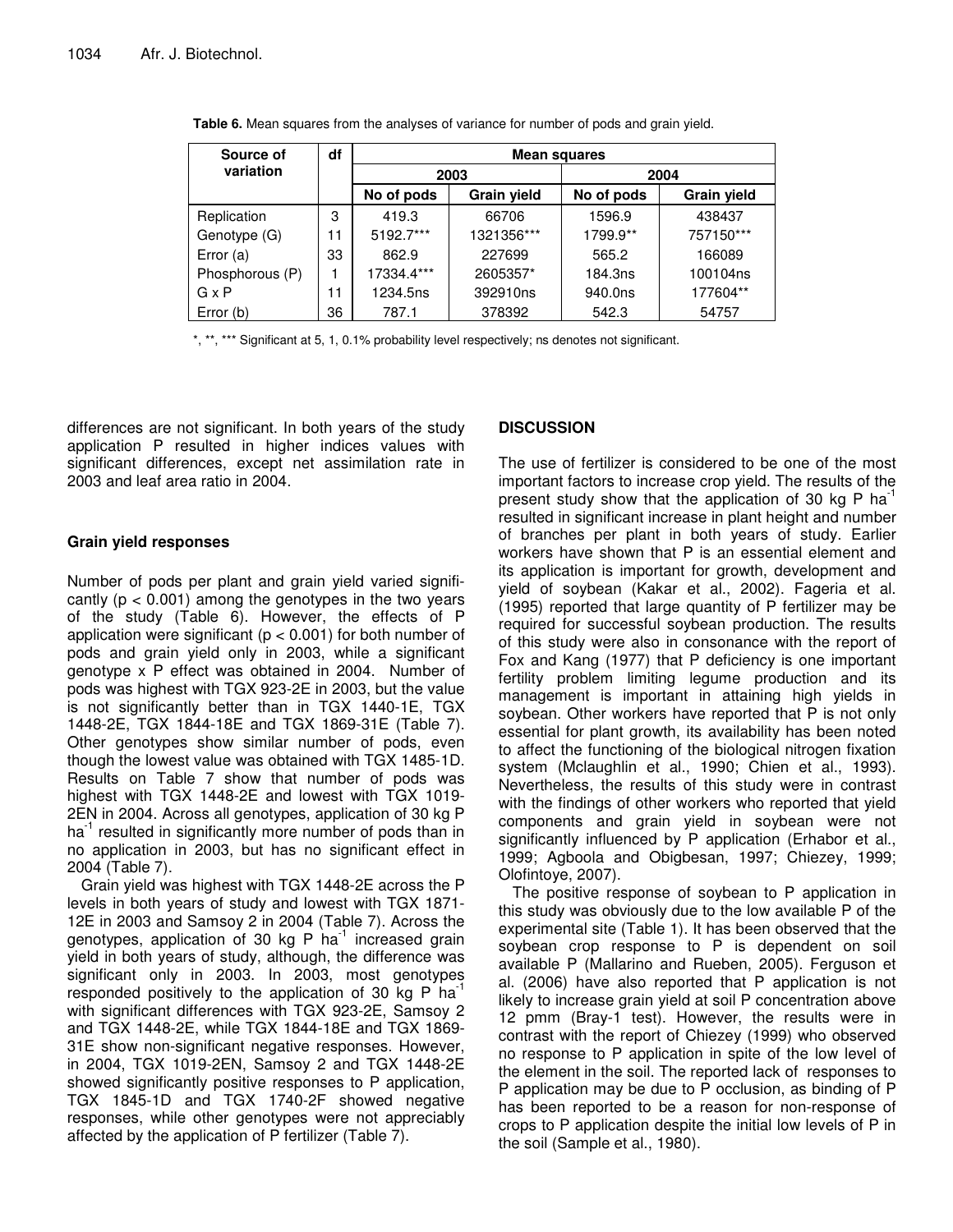**Table 6.** Mean squares from the analyses of variance for number of pods and grain yield.

| Source of variation | df | Mean squares | | | |
|---|---|---|---|---|---|
| | | 2003 | | 2004 | |
| | | No of pods | Grain yield | No of pods | Grain yield |
| Replication | 3 | 419.3 | 66706 | 1596.9 | 438437 |
| Genotype (G) | 11 | 5192.7*** | 1321356*** | 1799.9** | 757150*** |
| Error (a) | 33 | 862.9 | 227699 | 565.2 | 166089 |
| Phosphorous (P) | 1 | 17334.4*** | 2605357* | 184.3ns | 100104ns |
| G x P | 11 | 1234.5ns | 392910ns | 940.0ns | 177604** |
| Error (b) | 36 | 787.1 | 378392 | 542.3 | 54757 |

*, **, *** Significant at 5, 1, 0.1% probability level respectively; ns denotes not significant.

differences are not significant. In both years of the study application P resulted in higher indices values with significant differences, except net assimilation rate in 2003 and leaf area ratio in 2004.

### Grain yield responses

Number of pods per plant and grain yield varied significantly ($p < 0.001$) among the genotypes in the two years of the study (Table 6). However, the effects of P application were significant ($p < 0.001$) for both number of pods and grain yield only in 2003, while a significant genotype x P effect was obtained in 2004. Number of pods was highest with TGX 923-2E in 2003, but the value is not significantly better than in TGX 1440-1E, TGX 1448-2E, TGX 1844-18E and TGX 1869-31E (Table 7). Other genotypes show similar number of pods, even though the lowest value was obtained with TGX 1485-1D. Results on Table 7 show that number of pods was highest with TGX 1448-2E and lowest with TGX 1019-2EN in 2004. Across all genotypes, application of 30 kg P $ha^{-1}$ resulted in significantly more number of pods than in no application in 2003, but has no significant effect in 2004 (Table 7).

Grain yield was highest with TGX 1448-2E across the P levels in both years of study and lowest with TGX 1871-12E in 2003 and Samsoy 2 in 2004 (Table 7). Across the genotypes, application of 30 kg P $ha^{-1}$ increased grain yield in both years of study, although, the difference was significant only in 2003. In 2003, most genotypes responded positively to the application of 30 kg P $ha^{-1}$ with significant differences with TGX 923-2E, Samsoy 2 and TGX 1448-2E, while TGX 1844-18E and TGX 1869-31E show non-significant negative responses. However, in 2004, TGX 1019-2EN, Samsoy 2 and TGX 1448-2E showed significantly positive responses to P application, TGX 1845-1D and TGX 1740-2F showed negative responses, while other genotypes were not appreciably affected by the application of P fertilizer (Table 7).

## DISCUSSION

The use of fertilizer is considered to be one of the most important factors to increase crop yield. The results of the present study show that the application of 30 kg P $ha^{-1}$ resulted in significant increase in plant height and number of branches per plant in both years of study. Earlier workers have shown that P is an essential element and its application is important for growth, development and yield of soybean (Kakar et al., 2002). Fageria et al. (1995) reported that large quantity of P fertilizer may be required for successful soybean production. The results of this study were also in consonance with the report of Fox and Kang (1977) that P deficiency is one important fertility problem limiting legume production and its management is important in attaining high yields in soybean. Other workers have reported that P is not only essential for plant growth, its availability has been noted to affect the functioning of the biological nitrogen fixation system (Mclaughlin et al., 1990; Chien et al., 1993). Nevertheless, the results of this study were in contrast with the findings of other workers who reported that yield components and grain yield in soybean were not significantly influenced by P application (Erhabor et al., 1999; Agboola and Obigbesan, 1997; Chiezey, 1999; Olofintoye, 2007).

The positive response of soybean to P application in this study was obviously due to the low available P of the experimental site (Table 1). It has been observed that the soybean crop response to P is dependent on soil available P (Mallarino and Rueben, 2005). Ferguson et al. (2006) have also reported that P application is not likely to increase grain yield at soil P concentration above 12 pmm (Bray-1 test). However, the results were in contrast with the report of Chiezey (1999) who observed no response to P application in spite of the low level of the element in the soil. The reported lack of responses to P application may be due to P occlusion, as binding of P has been reported to be a reason for non-response of crops to P application despite the initial low levels of P in the soil (Sample et al., 1980).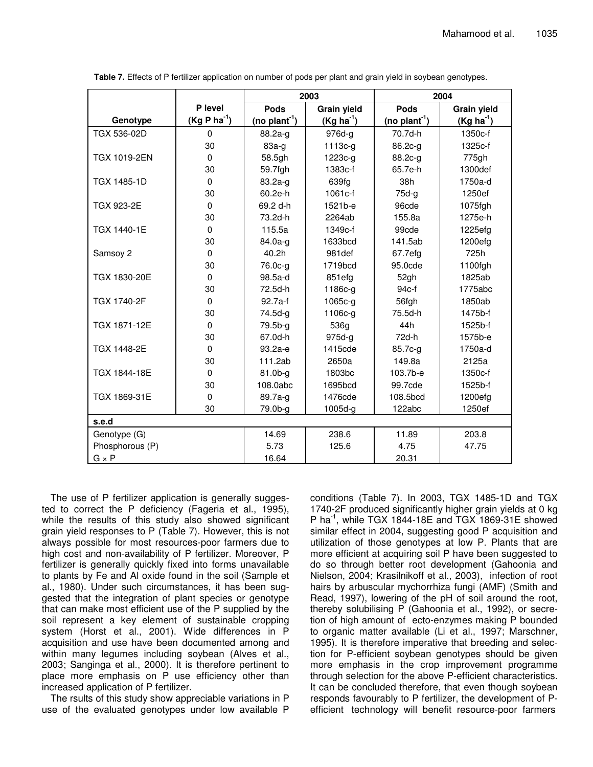**Table 7.** Effects of P fertilizer application on number of pods per plant and grain yield in soybean genotypes.

| | | 2003 | | 2004 | |
|---|---|---|---|---|---|
| Genotype | P level ($Kg\ P\ ha^{-1}$) | Pods ($no\ plant^{-1}$) | Grain yield ($Kg\ ha^{-1}$) | Pods ($no\ plant^{-1}$) | Grain yield ($Kg\ ha^{-1}$) |
| TGX 536-02D | 0 | 88.2a-g | 976d-g | 70.7d-h | 1350c-f |
| | 30 | 83a-g | 1113c-g | 86.2c-g | 1325c-f |
| TGX 1019-2EN | 0 | 58.5gh | 1223c-g | 88.2c-g | 775gh |
| | 30 | 59.7fgh | 1383c-f | 65.7e-h | 1300def |
| TGX 1485-1D | 0 | 83.2a-g | 639fg | 38h | 1750a-d |
| | 30 | 60.2e-h | 1061c-f | 75d-g | 1250ef |
| TGX 923-2E | 0 | 69.2 d-h | 1521b-e | 96cde | 1075fgh |
| | 30 | 73.2d-h | 2264ab | 155.8a | 1275e-h |
| TGX 1440-1E | 0 | 115.5a | 1349c-f | 99cde | 1225efg |
| | 30 | 84.0a-g | 1633bcd | 141.5ab | 1200efg |
| Samsoy 2 | 0 | 40.2h | 981def | 67.7efg | 725h |
| | 30 | 76.0c-g | 1719bcd | 95.0cde | 1100fgh |
| TGX 1830-20E | 0 | 98.5a-d | 851efg | 52gh | 1825ab |
| | 30 | 72.5d-h | 1186c-g | 94c-f | 1775abc |
| TGX 1740-2F | 0 | 92.7a-f | 1065c-g | 56fgh | 1850ab |
| | 30 | 74.5d-g | 1106c-g | 75.5d-h | 1475b-f |
| TGX 1871-12E | 0 | 79.5b-g | 536g | 44h | 1525b-f |
| | 30 | 67.0d-h | 975d-g | 72d-h | 1575b-e |
| TGX 1448-2E | 0 | 93.2a-e | 1415cde | 85.7c-g | 1750a-d |
| | 30 | 111.2ab | 2650a | 149.8a | 2125a |
| TGX 1844-18E | 0 | 81.0b-g | 1803bc | 103.7b-e | 1350c-f |
| | 30 | 108.0abc | 1695bcd | 99.7cde | 1525b-f |
| TGX 1869-31E | 0 | 89.7a-g | 1476cde | 108.5bcd | 1200efg |
| | 30 | 79.0b-g | 1005d-g | 122abc | 1250ef |
| **s.e.d** | | | | | |
| Genotype (G) | | 14.69 | 238.6 | 11.89 | 203.8 |
| Phosphorous (P) | | 5.73 | 125.6 | 4.75 | 47.75 |
| G × P | | 16.64 | | 20.31 | |

The use of P fertilizer application is generally suggested to correct the P deficiency (Fageria et al., 1995), while the results of this study also showed significant grain yield responses to P (Table 7). However, this is not always possible for most resources-poor farmers due to high cost and non-availability of P fertilizer. Moreover, P fertilizer is generally quickly fixed into forms unavailable to plants by Fe and Al oxide found in the soil (Sample et al., 1980). Under such circumstances, it has been suggested that the integration of plant species or genotype that can make most efficient use of the P supplied by the soil represent a key element of sustainable cropping system (Horst et al., 2001). Wide differences in P acquisition and use have been documented among and within many legumes including soybean (Alves et al., 2003; Sanginga et al., 2000). It is therefore pertinent to place more emphasis on P use efficiency other than increased application of P fertilizer.

The rsults of this study show appreciable variations in P use of the evaluated genotypes under low available P conditions (Table 7). In 2003, TGX 1485-1D and TGX 1740-2F produced significantly higher grain yields at 0 kg P $ha^{-1}$, while TGX 1844-18E and TGX 1869-31E showed similar effect in 2004, suggesting good P acquisition and utilization of those genotypes at low P. Plants that are more efficient at acquiring soil P have been suggested to do so through better root development (Gahoonia and Nielson, 2004; Krasilnikoff et al., 2003), infection of root hairs by arbuscular mychorrhiza fungi (AMF) (Smith and Read, 1997), lowering of the pH of soil around the root, thereby solubilising P (Gahoonia et al., 1992), or secretion of high amount of ecto-enzymes making P bounded to organic matter available (Li et al., 1997; Marschner, 1995). It is therefore imperative that breeding and selection for P-efficient soybean genotypes should be given more emphasis in the crop improvement programme through selection for the above P-efficient characteristics. It can be concluded therefore, that even though soybean responds favourably to P fertilizer, the development of P-efficient technology will benefit resource-poor farmers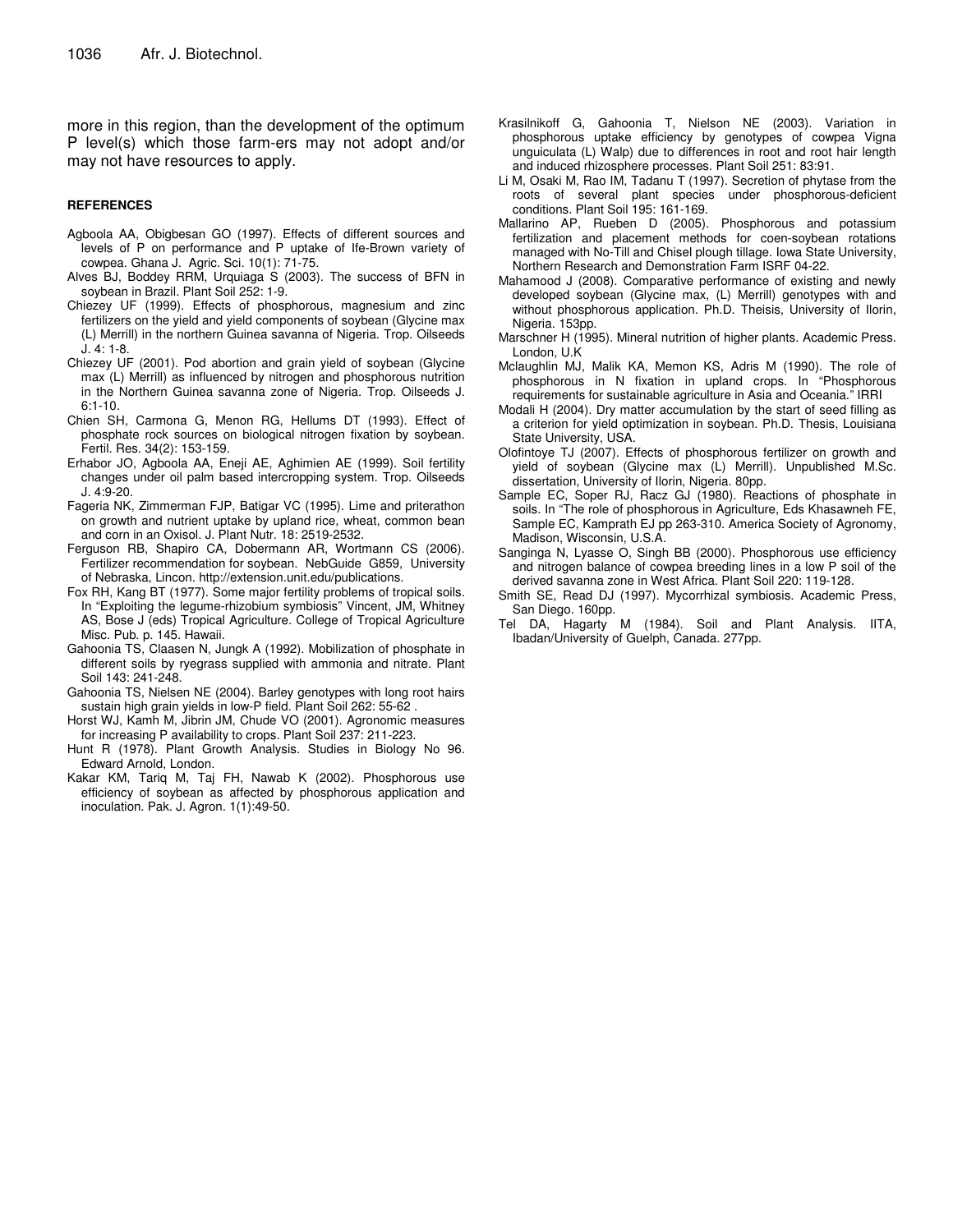more in this region, than the development of the optimum P level(s) which those farm-ers may not adopt and/or may not have resources to apply.

## REFERENCES

Agboola AA, Obigbesan GO (1997). Effects of different sources and levels of P on performance and P uptake of Ife-Brown variety of cowpea. Ghana J. Agric. Sci. 10(1): 71-75.

Alves BJ, Boddey RRM, Urquiaga S (2003). The success of BFN in soybean in Brazil. Plant Soil 252: 1-9.

Chiezey UF (1999). Effects of phosphorous, magnesium and zinc fertilizers on the yield and yield components of soybean (Glycine max (L) Merrill) in the northern Guinea savanna of Nigeria. Trop. Oilseeds J. 4: 1-8.

Chiezey UF (2001). Pod abortion and grain yield of soybean (Glycine max (L) Merrill) as influenced by nitrogen and phosphorous nutrition in the Northern Guinea savanna zone of Nigeria. Trop. Oilseeds J. 6:1-10.

Chien SH, Carmona G, Menon RG, Hellums DT (1993). Effect of phosphate rock sources on biological nitrogen fixation by soybean. Fertil. Res. 34(2): 153-159.

Erhabor JO, Agboola AA, Eneji AE, Aghimien AE (1999). Soil fertility changes under oil palm based intercropping system. Trop. Oilseeds J. 4:9-20.

Fageria NK, Zimmerman FJP, Batigar VC (1995). Lime and priterathon on growth and nutrient uptake by upland rice, wheat, common bean and corn in an Oxisol. J. Plant Nutr. 18: 2519-2532.

Ferguson RB, Shapiro CA, Dobermann AR, Wortmann CS (2006). Fertilizer recommendation for soybean. NebGuide G859, University of Nebraska, Lincon. http://extension.unit.edu/publications.

Fox RH, Kang BT (1977). Some major fertility problems of tropical soils. In "Exploiting the legume-rhizobium symbiosis" Vincent, JM, Whitney AS, Bose J (eds) Tropical Agriculture. College of Tropical Agriculture Misc. Pub. p. 145. Hawaii.

Gahoonia TS, Claasen N, Jungk A (1992). Mobilization of phosphate in different soils by ryegrass supplied with ammonia and nitrate. Plant Soil 143: 241-248.

Gahoonia TS, Nielsen NE (2004). Barley genotypes with long root hairs sustain high grain yields in low-P field. Plant Soil 262: 55-62 .

Horst WJ, Kamh M, Jibrin JM, Chude VO (2001). Agronomic measures for increasing P availability to crops. Plant Soil 237: 211-223.

Hunt R (1978). Plant Growth Analysis. Studies in Biology No 96. Edward Arnold, London.

Kakar KM, Tariq M, Taj FH, Nawab K (2002). Phosphorous use efficiency of soybean as affected by phosphorous application and inoculation. Pak. J. Agron. 1(1):49-50.

Krasilnikoff G, Gahoonia T, Nielson NE (2003). Variation in phosphorous uptake efficiency by genotypes of cowpea Vigna unguiculata (L) Walp) due to differences in root and root hair length and induced rhizosphere processes. Plant Soil 251: 83:91.

Li M, Osaki M, Rao IM, Tadanu T (1997). Secretion of phytase from the roots of several plant species under phosphorous-deficient conditions. Plant Soil 195: 161-169.

Mallarino AP, Rueben D (2005). Phosphorous and potassium fertilization and placement methods for coen-soybean rotations managed with No-Till and Chisel plough tillage. Iowa State University, Northern Research and Demonstration Farm ISRF 04-22.

Mahamood J (2008). Comparative performance of existing and newly developed soybean (Glycine max, (L) Merrill) genotypes with and without phosphorous application. Ph.D. Theisis, University of Ilorin, Nigeria. 153pp.

Marschner H (1995). Mineral nutrition of higher plants. Academic Press. London, U.K

Mclaughlin MJ, Malik KA, Memon KS, Adris M (1990). The role of phosphorous in N fixation in upland crops. In "Phosphorous requirements for sustainable agriculture in Asia and Oceania." IRRI

Modali H (2004). Dry matter accumulation by the start of seed filling as a criterion for yield optimization in soybean. Ph.D. Thesis, Louisiana State University, USA.

Olofintoye TJ (2007). Effects of phosphorous fertilizer on growth and yield of soybean (Glycine max (L) Merrill). Unpublished M.Sc. dissertation, University of Ilorin, Nigeria. 80pp.

Sample EC, Soper RJ, Racz GJ (1980). Reactions of phosphate in soils. In "The role of phosphorous in Agriculture, Eds Khasawneh FE, Sample EC, Kamprath EJ pp 263-310. America Society of Agronomy, Madison, Wisconsin, U.S.A.

Sanginga N, Lyasse O, Singh BB (2000). Phosphorous use efficiency and nitrogen balance of cowpea breeding lines in a low P soil of the derived savanna zone in West Africa. Plant Soil 220: 119-128.

Smith SE, Read DJ (1997). Mycorrhizal symbiosis. Academic Press, San Diego. 160pp.

Tel DA, Hagarty M (1984). Soil and Plant Analysis. IITA, Ibadan/University of Guelph, Canada. 277pp.